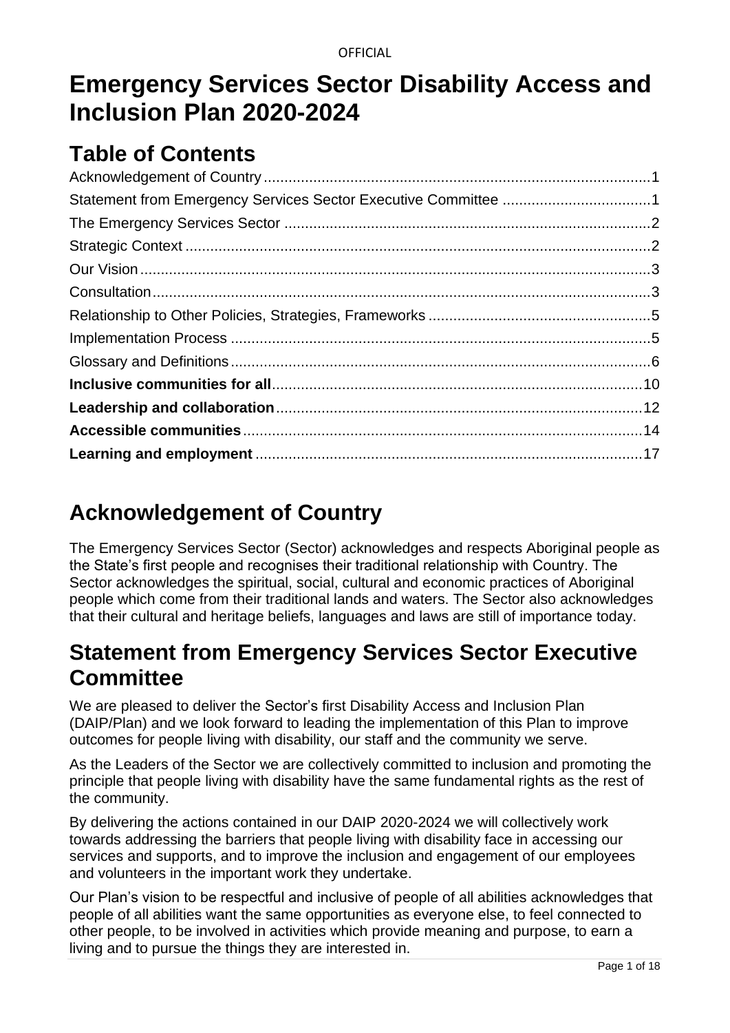# Emergency Services Sector Disability Access and Inclusion Plan 2020-2024

## Table of Contents

Acknowledgement of Country .......... 1
Statement from Emergency Services Sector Executive Committee .......... 1
The Emergency Services Sector .......... 2
Strategic Context .......... 2
Our Vision .......... 3
Consultation .......... 3
Relationship to Other Policies, Strategies, Frameworks .......... 5
Implementation Process .......... 5
Glossary and Definitions .......... 6
**Inclusive communities for all** .......... 10
**Leadership and collaboration** .......... 12
**Accessible communities** .......... 14
**Learning and employment** .......... 17

## Acknowledgement of Country

The Emergency Services Sector (Sector) acknowledges and respects Aboriginal people as the State's first people and recognises their traditional relationship with Country. The Sector acknowledges the spiritual, social, cultural and economic practices of Aboriginal people which come from their traditional lands and waters. The Sector also acknowledges that their cultural and heritage beliefs, languages and laws are still of importance today.

## Statement from Emergency Services Sector Executive Committee

We are pleased to deliver the Sector's first Disability Access and Inclusion Plan (DAIP/Plan) and we look forward to leading the implementation of this Plan to improve outcomes for people living with disability, our staff and the community we serve.

As the Leaders of the Sector we are collectively committed to inclusion and promoting the principle that people living with disability have the same fundamental rights as the rest of the community.

By delivering the actions contained in our DAIP 2020-2024 we will collectively work towards addressing the barriers that people living with disability face in accessing our services and supports, and to improve the inclusion and engagement of our employees and volunteers in the important work they undertake.

Our Plan's vision to be respectful and inclusive of people of all abilities acknowledges that people of all abilities want the same opportunities as everyone else, to feel connected to other people, to be involved in activities which provide meaning and purpose, to earn a living and to pursue the things they are interested in.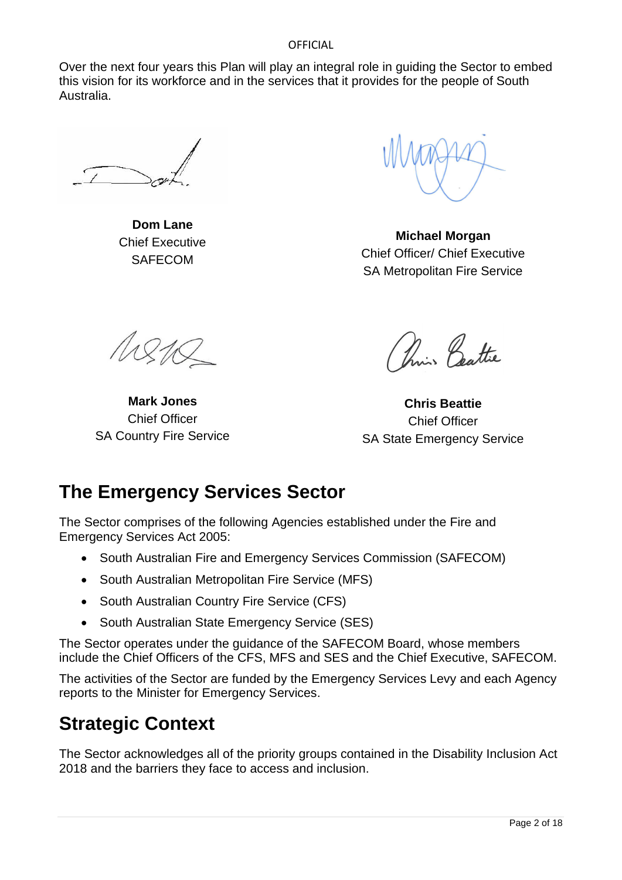Over the next four years this Plan will play an integral role in guiding the Sector to embed this vision for its workforce and in the services that it provides for the people of South Australia.

**Dom Lane**
Chief Executive
SAFECOM

**Michael Morgan**
Chief Officer/ Chief Executive
SA Metropolitan Fire Service

**Mark Jones**
Chief Officer
SA Country Fire Service

**Chris Beattie**
Chief Officer
SA State Emergency Service

# The Emergency Services Sector

The Sector comprises of the following Agencies established under the Fire and Emergency Services Act 2005:

- South Australian Fire and Emergency Services Commission (SAFECOM)
- South Australian Metropolitan Fire Service (MFS)
- South Australian Country Fire Service (CFS)
- South Australian State Emergency Service (SES)

The Sector operates under the guidance of the SAFECOM Board, whose members include the Chief Officers of the CFS, MFS and SES and the Chief Executive, SAFECOM.

The activities of the Sector are funded by the Emergency Services Levy and each Agency reports to the Minister for Emergency Services.

# Strategic Context

The Sector acknowledges all of the priority groups contained in the Disability Inclusion Act 2018 and the barriers they face to access and inclusion.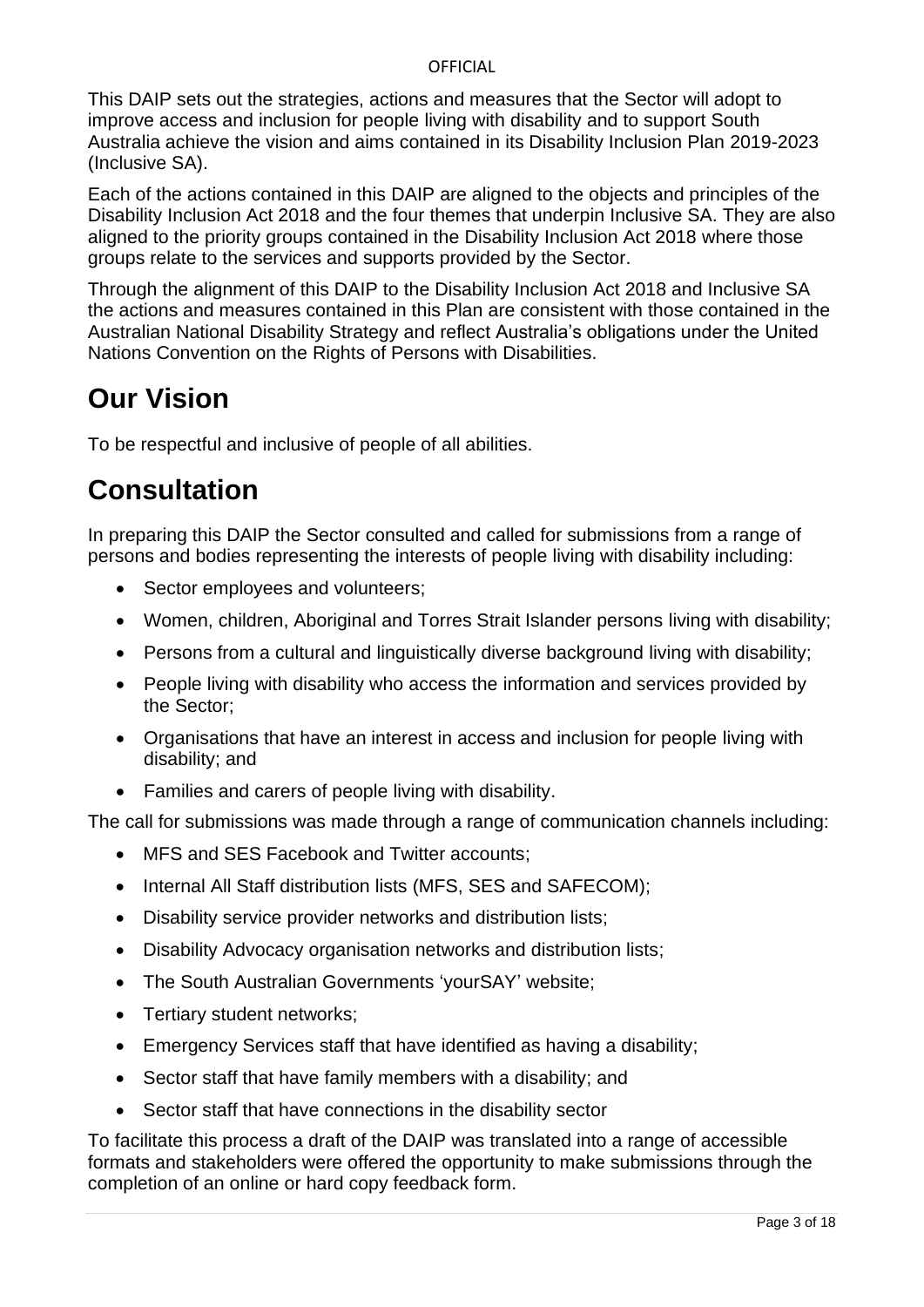This DAIP sets out the strategies, actions and measures that the Sector will adopt to improve access and inclusion for people living with disability and to support South Australia achieve the vision and aims contained in its Disability Inclusion Plan 2019-2023 (Inclusive SA).

Each of the actions contained in this DAIP are aligned to the objects and principles of the Disability Inclusion Act 2018 and the four themes that underpin Inclusive SA. They are also aligned to the priority groups contained in the Disability Inclusion Act 2018 where those groups relate to the services and supports provided by the Sector.

Through the alignment of this DAIP to the Disability Inclusion Act 2018 and Inclusive SA the actions and measures contained in this Plan are consistent with those contained in the Australian National Disability Strategy and reflect Australia's obligations under the United Nations Convention on the Rights of Persons with Disabilities.

# Our Vision

To be respectful and inclusive of people of all abilities.

# Consultation

In preparing this DAIP the Sector consulted and called for submissions from a range of persons and bodies representing the interests of people living with disability including:

- Sector employees and volunteers;
- Women, children, Aboriginal and Torres Strait Islander persons living with disability;
- Persons from a cultural and linguistically diverse background living with disability;
- People living with disability who access the information and services provided by the Sector;
- Organisations that have an interest in access and inclusion for people living with disability; and
- Families and carers of people living with disability.

The call for submissions was made through a range of communication channels including:

- MFS and SES Facebook and Twitter accounts;
- Internal All Staff distribution lists (MFS, SES and SAFECOM);
- Disability service provider networks and distribution lists;
- Disability Advocacy organisation networks and distribution lists;
- The South Australian Governments 'yourSAY' website;
- Tertiary student networks;
- Emergency Services staff that have identified as having a disability;
- Sector staff that have family members with a disability; and
- Sector staff that have connections in the disability sector

To facilitate this process a draft of the DAIP was translated into a range of accessible formats and stakeholders were offered the opportunity to make submissions through the completion of an online or hard copy feedback form.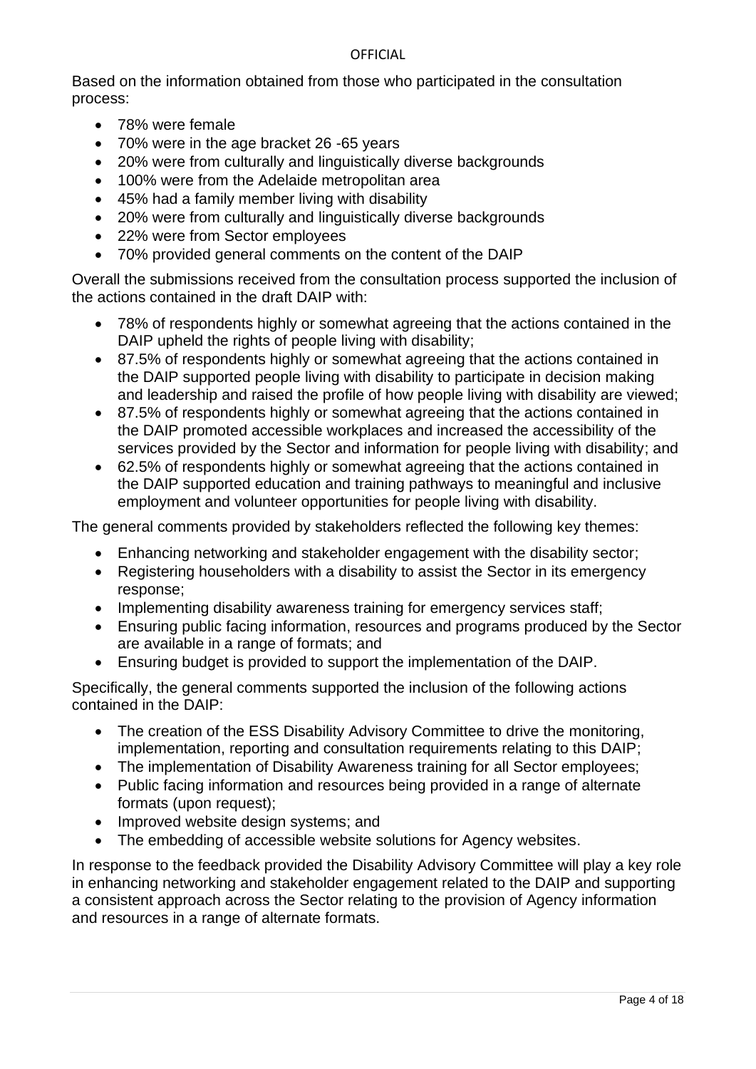Based on the information obtained from those who participated in the consultation process:

- 78% were female
- 70% were in the age bracket 26 -65 years
- 20% were from culturally and linguistically diverse backgrounds
- 100% were from the Adelaide metropolitan area
- 45% had a family member living with disability
- 20% were from culturally and linguistically diverse backgrounds
- 22% were from Sector employees
- 70% provided general comments on the content of the DAIP

Overall the submissions received from the consultation process supported the inclusion of the actions contained in the draft DAIP with:

- 78% of respondents highly or somewhat agreeing that the actions contained in the DAIP upheld the rights of people living with disability;
- 87.5% of respondents highly or somewhat agreeing that the actions contained in the DAIP supported people living with disability to participate in decision making and leadership and raised the profile of how people living with disability are viewed;
- 87.5% of respondents highly or somewhat agreeing that the actions contained in the DAIP promoted accessible workplaces and increased the accessibility of the services provided by the Sector and information for people living with disability; and
- 62.5% of respondents highly or somewhat agreeing that the actions contained in the DAIP supported education and training pathways to meaningful and inclusive employment and volunteer opportunities for people living with disability.

The general comments provided by stakeholders reflected the following key themes:

- Enhancing networking and stakeholder engagement with the disability sector;
- Registering householders with a disability to assist the Sector in its emergency response;
- Implementing disability awareness training for emergency services staff;
- Ensuring public facing information, resources and programs produced by the Sector are available in a range of formats; and
- Ensuring budget is provided to support the implementation of the DAIP.

Specifically, the general comments supported the inclusion of the following actions contained in the DAIP:

- The creation of the ESS Disability Advisory Committee to drive the monitoring, implementation, reporting and consultation requirements relating to this DAIP;
- The implementation of Disability Awareness training for all Sector employees;
- Public facing information and resources being provided in a range of alternate formats (upon request);
- Improved website design systems; and
- The embedding of accessible website solutions for Agency websites.

In response to the feedback provided the Disability Advisory Committee will play a key role in enhancing networking and stakeholder engagement related to the DAIP and supporting a consistent approach across the Sector relating to the provision of Agency information and resources in a range of alternate formats.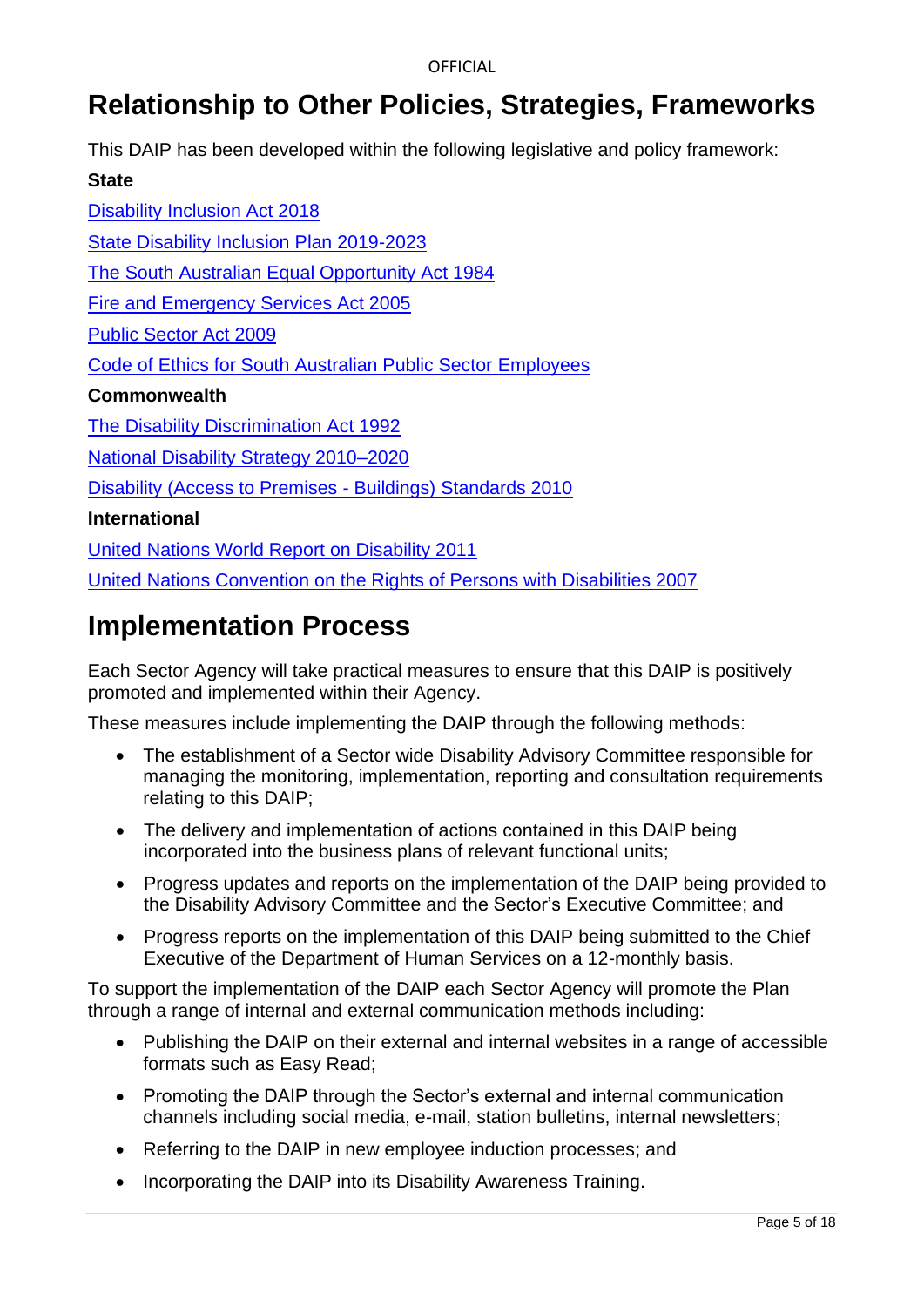# Relationship to Other Policies, Strategies, Frameworks

This DAIP has been developed within the following legislative and policy framework:

**State**

Disability Inclusion Act 2018

State Disability Inclusion Plan 2019-2023

The South Australian Equal Opportunity Act 1984

Fire and Emergency Services Act 2005

Public Sector Act 2009

Code of Ethics for South Australian Public Sector Employees

**Commonwealth**

The Disability Discrimination Act 1992

National Disability Strategy 2010–2020

Disability (Access to Premises - Buildings) Standards 2010

**International**

United Nations World Report on Disability 2011

United Nations Convention on the Rights of Persons with Disabilities 2007

# Implementation Process

Each Sector Agency will take practical measures to ensure that this DAIP is positively promoted and implemented within their Agency.

These measures include implementing the DAIP through the following methods:

- The establishment of a Sector wide Disability Advisory Committee responsible for managing the monitoring, implementation, reporting and consultation requirements relating to this DAIP;
- The delivery and implementation of actions contained in this DAIP being incorporated into the business plans of relevant functional units;
- Progress updates and reports on the implementation of the DAIP being provided to the Disability Advisory Committee and the Sector's Executive Committee; and
- Progress reports on the implementation of this DAIP being submitted to the Chief Executive of the Department of Human Services on a 12-monthly basis.

To support the implementation of the DAIP each Sector Agency will promote the Plan through a range of internal and external communication methods including:

- Publishing the DAIP on their external and internal websites in a range of accessible formats such as Easy Read;
- Promoting the DAIP through the Sector's external and internal communication channels including social media, e-mail, station bulletins, internal newsletters;
- Referring to the DAIP in new employee induction processes; and
- Incorporating the DAIP into its Disability Awareness Training.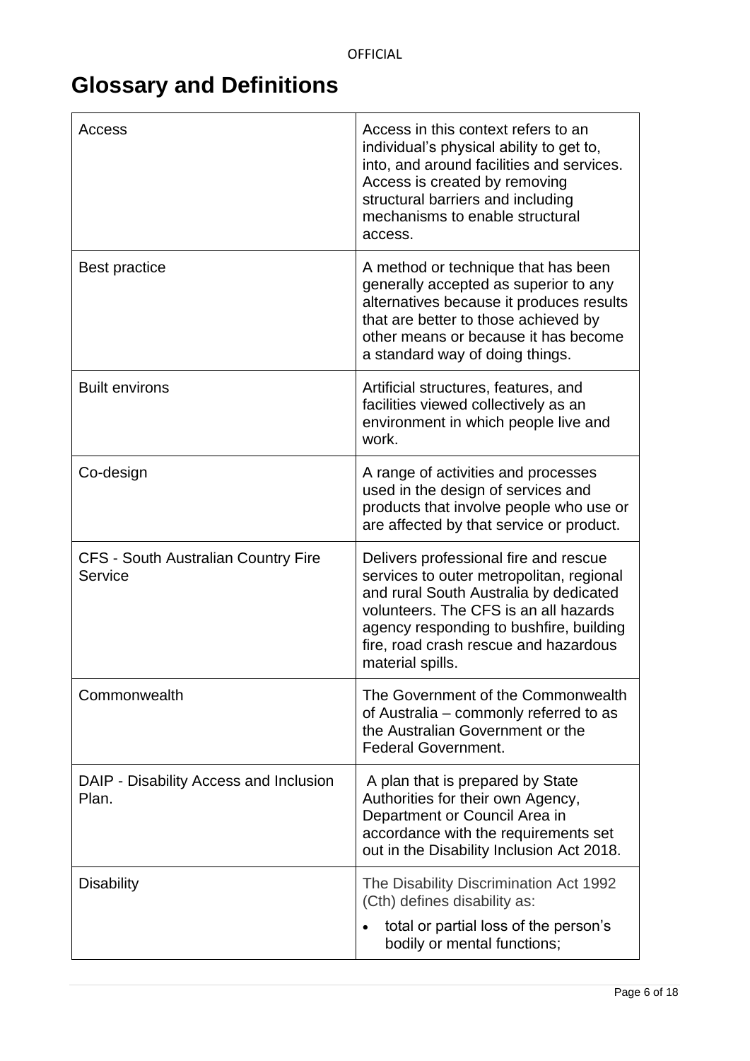# Glossary and Definitions

| | |
|---|---|
| Access | Access in this context refers to an individual's physical ability to get to, into, and around facilities and services. Access is created by removing structural barriers and including mechanisms to enable structural access. |
| Best practice | A method or technique that has been generally accepted as superior to any alternatives because it produces results that are better to those achieved by other means or because it has become a standard way of doing things. |
| Built environs | Artificial structures, features, and facilities viewed collectively as an environment in which people live and work. |
| Co-design | A range of activities and processes used in the design of services and products that involve people who use or are affected by that service or product. |
| CFS - South Australian Country Fire Service | Delivers professional fire and rescue services to outer metropolitan, regional and rural South Australia by dedicated volunteers. The CFS is an all hazards agency responding to bushfire, building fire, road crash rescue and hazardous material spills. |
| Commonwealth | The Government of the Commonwealth of Australia – commonly referred to as the Australian Government or the Federal Government. |
| DAIP - Disability Access and Inclusion Plan. | A plan that is prepared by State Authorities for their own Agency, Department or Council Area in accordance with the requirements set out in the Disability Inclusion Act 2018. |
| Disability | The Disability Discrimination Act 1992 (Cth) defines disability as:<br>• total or partial loss of the person's bodily or mental functions; |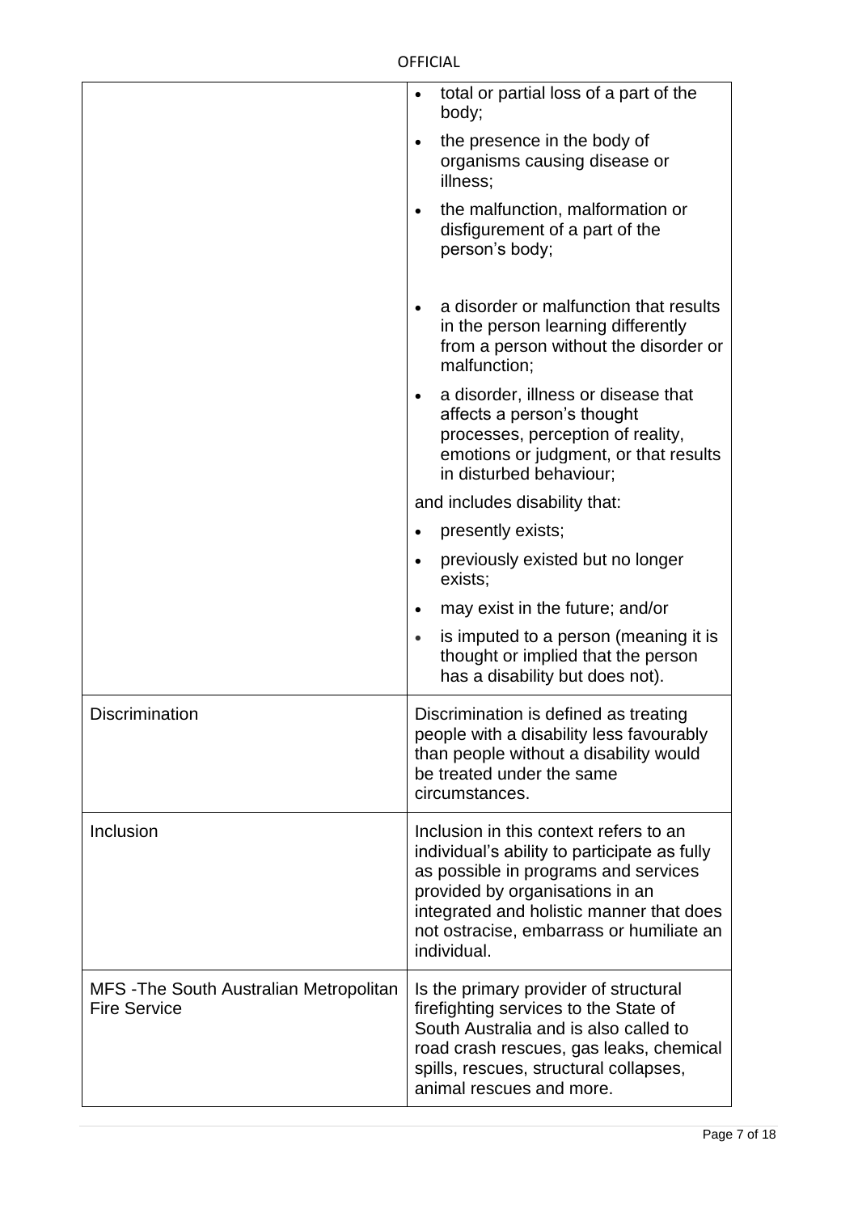| | |
|---|---|
| | • total or partial loss of a part of the body;<br>• the presence in the body of organisms causing disease or illness;<br>• the malfunction, malformation or disfigurement of a part of the person's body;<br>• a disorder or malfunction that results in the person learning differently from a person without the disorder or malfunction;<br>• a disorder, illness or disease that affects a person's thought processes, perception of reality, emotions or judgment, or that results in disturbed behaviour;<br>and includes disability that:<br>• presently exists;<br>• previously existed but no longer exists;<br>• may exist in the future; and/or<br>• is imputed to a person (meaning it is thought or implied that the person has a disability but does not). |
| Discrimination | Discrimination is defined as treating people with a disability less favourably than people without a disability would be treated under the same circumstances. |
| Inclusion | Inclusion in this context refers to an individual's ability to participate as fully as possible in programs and services provided by organisations in an integrated and holistic manner that does not ostracise, embarrass or humiliate an individual. |
| MFS -The South Australian Metropolitan Fire Service | Is the primary provider of structural firefighting services to the State of South Australia and is also called to road crash rescues, gas leaks, chemical spills, rescues, structural collapses, animal rescues and more. |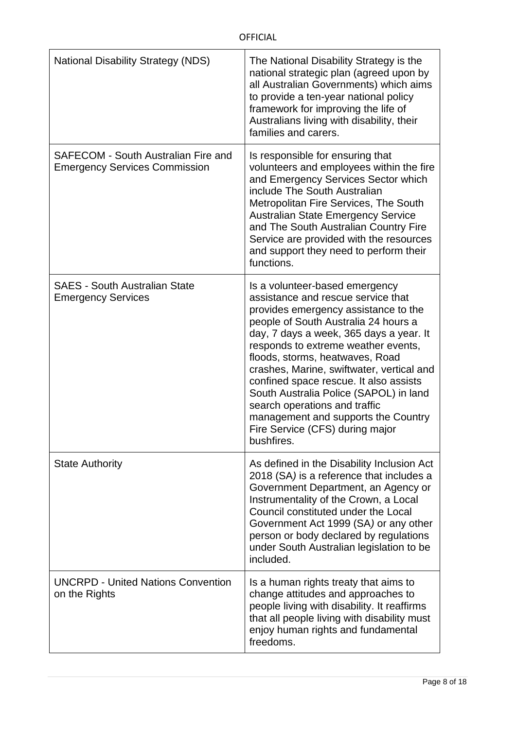| | |
|---|---|
| National Disability Strategy (NDS) | The National Disability Strategy is the national strategic plan (agreed upon by all Australian Governments) which aims to provide a ten-year national policy framework for improving the life of Australians living with disability, their families and carers. |
| SAFECOM - South Australian Fire and Emergency Services Commission | Is responsible for ensuring that volunteers and employees within the fire and Emergency Services Sector which include The South Australian Metropolitan Fire Services, The South Australian State Emergency Service and The South Australian Country Fire Service are provided with the resources and support they need to perform their functions. |
| SAES - South Australian State Emergency Services | Is a volunteer-based emergency assistance and rescue service that provides emergency assistance to the people of South Australia 24 hours a day, 7 days a week, 365 days a year. It responds to extreme weather events, floods, storms, heatwaves, Road crashes, Marine, swiftwater, vertical and confined space rescue. It also assists South Australia Police (SAPOL) in land search operations and traffic management and supports the Country Fire Service (CFS) during major bushfires. |
| State Authority | As defined in the Disability Inclusion Act 2018 (SA*)* is a reference that includes a Government Department, an Agency or Instrumentality of the Crown, a Local Council constituted under the Local Government Act 1999 (SA*)* or any other person or body declared by regulations under South Australian legislation to be included. |
| UNCRPD - United Nations Convention on the Rights | Is a human rights treaty that aims to change attitudes and approaches to people living with disability. It reaffirms that all people living with disability must enjoy human rights and fundamental freedoms. |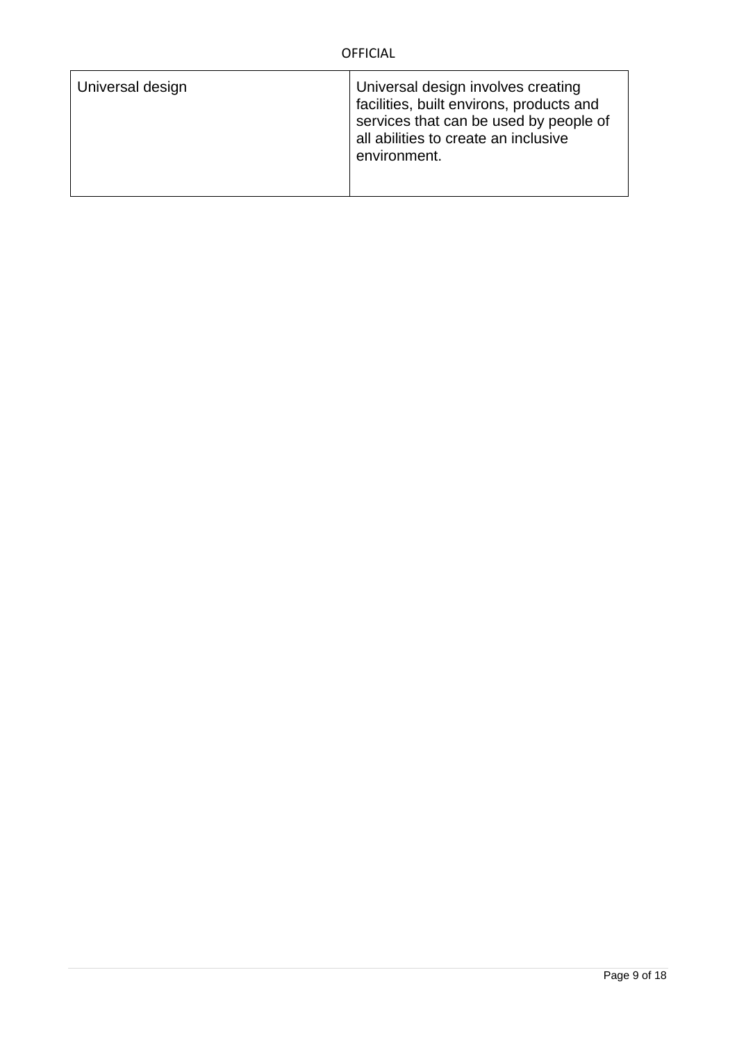| | |
|---|---|
| Universal design | Universal design involves creating facilities, built environs, products and services that can be used by people of all abilities to create an inclusive environment. |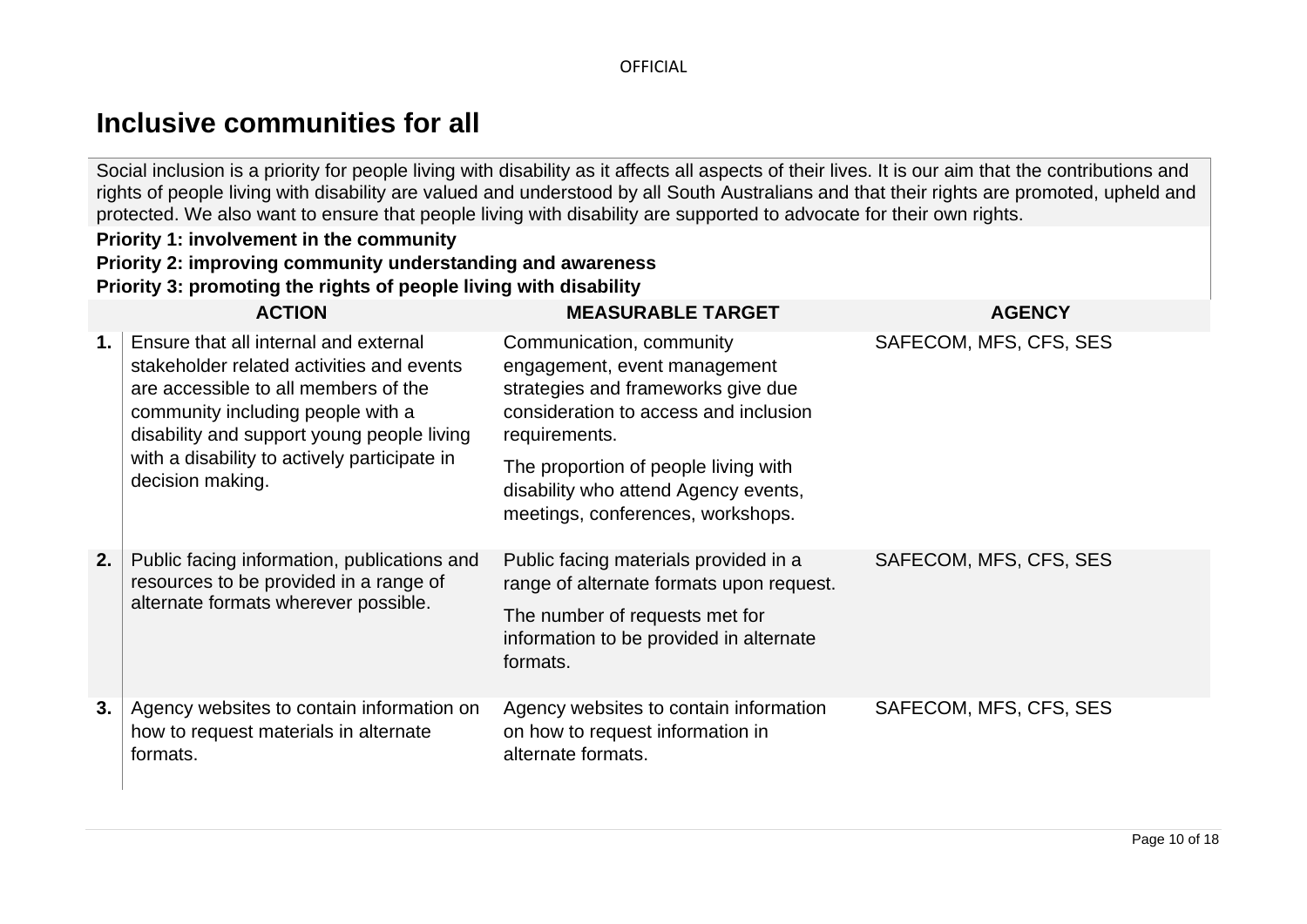# Inclusive communities for all

Social inclusion is a priority for people living with disability as it affects all aspects of their lives. It is our aim that the contributions and rights of people living with disability are valued and understood by all South Australians and that their rights are promoted, upheld and protected. We also want to ensure that people living with disability are supported to advocate for their own rights.

**Priority 1: involvement in the community**

**Priority 2: improving community understanding and awareness**

**Priority 3: promoting the rights of people living with disability**

| | ACTION | MEASURABLE TARGET | AGENCY |
|---|---|---|---|
| **1.** | Ensure that all internal and external stakeholder related activities and events are accessible to all members of the community including people with a disability and support young people living with a disability to actively participate in decision making. | Communication, community engagement, event management strategies and frameworks give due consideration to access and inclusion requirements.<br><br>The proportion of people living with disability who attend Agency events, meetings, conferences, workshops. | SAFECOM, MFS, CFS, SES |
| **2.** | Public facing information, publications and resources to be provided in a range of alternate formats wherever possible. | Public facing materials provided in a range of alternate formats upon request.<br><br>The number of requests met for information to be provided in alternate formats. | SAFECOM, MFS, CFS, SES |
| **3.** | Agency websites to contain information on how to request materials in alternate formats. | Agency websites to contain information on how to request information in alternate formats. | SAFECOM, MFS, CFS, SES |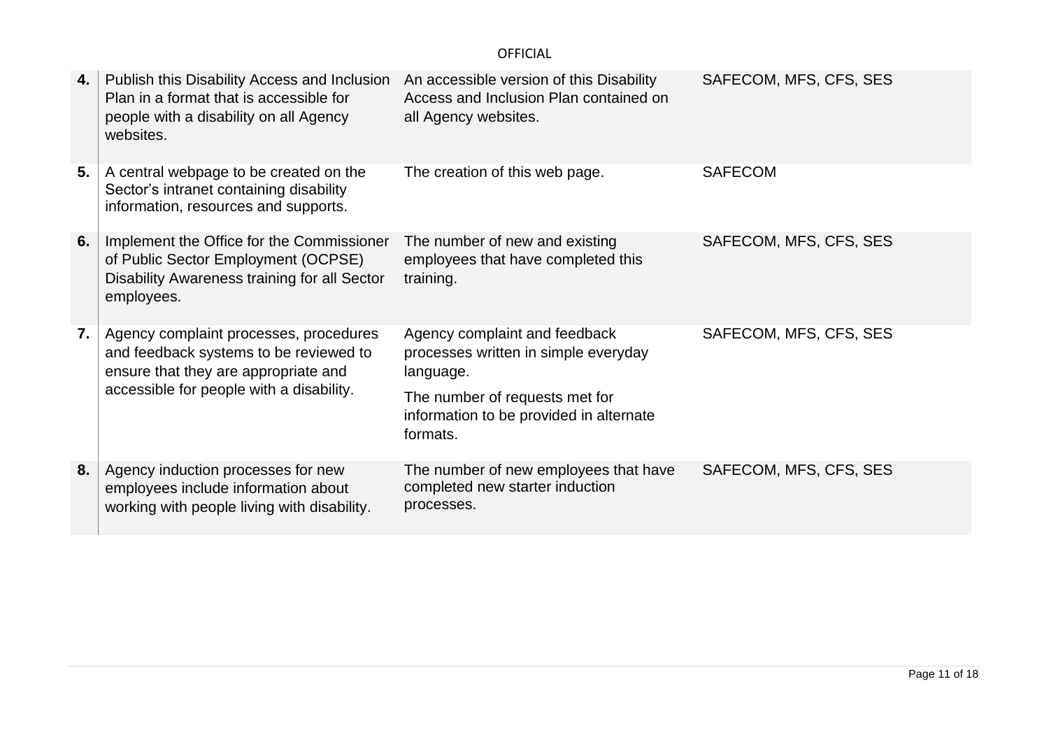| | | | |
|---|---|---|---|
| **4.** | Publish this Disability Access and Inclusion Plan in a format that is accessible for people with a disability on all Agency websites. | An accessible version of this Disability Access and Inclusion Plan contained on all Agency websites. | SAFECOM, MFS, CFS, SES |
| **5.** | A central webpage to be created on the Sector's intranet containing disability information, resources and supports. | The creation of this web page. | SAFECOM |
| **6.** | Implement the Office for the Commissioner of Public Sector Employment (OCPSE) Disability Awareness training for all Sector employees. | The number of new and existing employees that have completed this training. | SAFECOM, MFS, CFS, SES |
| **7.** | Agency complaint processes, procedures and feedback systems to be reviewed to ensure that they are appropriate and accessible for people with a disability. | Agency complaint and feedback processes written in simple everyday language.<br><br>The number of requests met for information to be provided in alternate formats. | SAFECOM, MFS, CFS, SES |
| **8.** | Agency induction processes for new employees include information about working with people living with disability. | The number of new employees that have completed new starter induction processes. | SAFECOM, MFS, CFS, SES |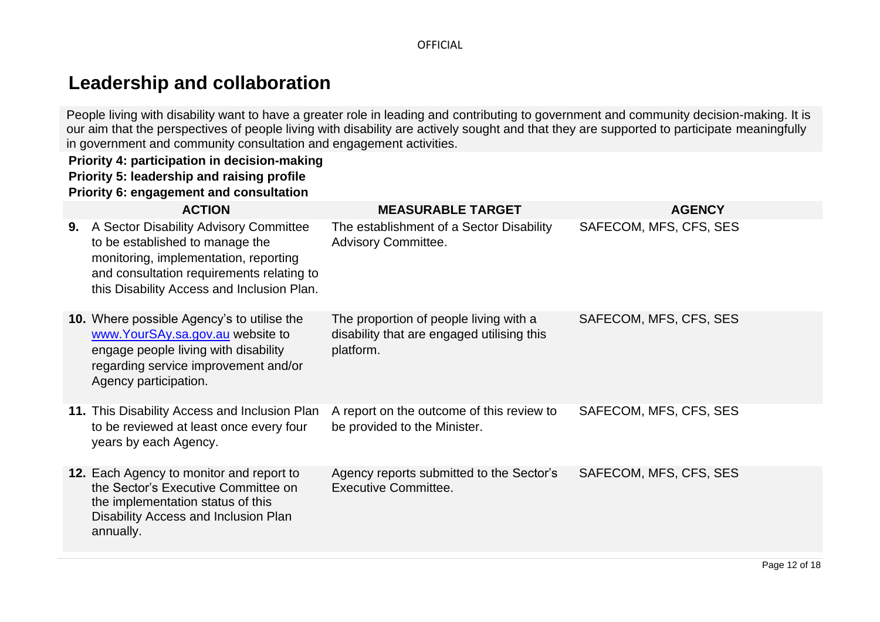## Leadership and collaboration

People living with disability want to have a greater role in leading and contributing to government and community decision-making. It is our aim that the perspectives of people living with disability are actively sought and that they are supported to participate meaningfully in government and community consultation and engagement activities.

**Priority 4: participation in decision-making**
**Priority 5: leadership and raising profile**
**Priority 6: engagement and consultation**

| ACTION | MEASURABLE TARGET | AGENCY |
|---|---|---|
| **9.** A Sector Disability Advisory Committee to be established to manage the monitoring, implementation, reporting and consultation requirements relating to this Disability Access and Inclusion Plan. | The establishment of a Sector Disability Advisory Committee. | SAFECOM, MFS, CFS, SES |
| **10.** Where possible Agency's to utilise the [www.YourSAy.sa.gov.au](www.YourSAy.sa.gov.au) website to engage people living with disability regarding service improvement and/or Agency participation. | The proportion of people living with a disability that are engaged utilising this platform. | SAFECOM, MFS, CFS, SES |
| **11.** This Disability Access and Inclusion Plan to be reviewed at least once every four years by each Agency. | A report on the outcome of this review to be provided to the Minister. | SAFECOM, MFS, CFS, SES |
| **12.** Each Agency to monitor and report to the Sector's Executive Committee on the implementation status of this Disability Access and Inclusion Plan annually. | Agency reports submitted to the Sector's Executive Committee. | SAFECOM, MFS, CFS, SES |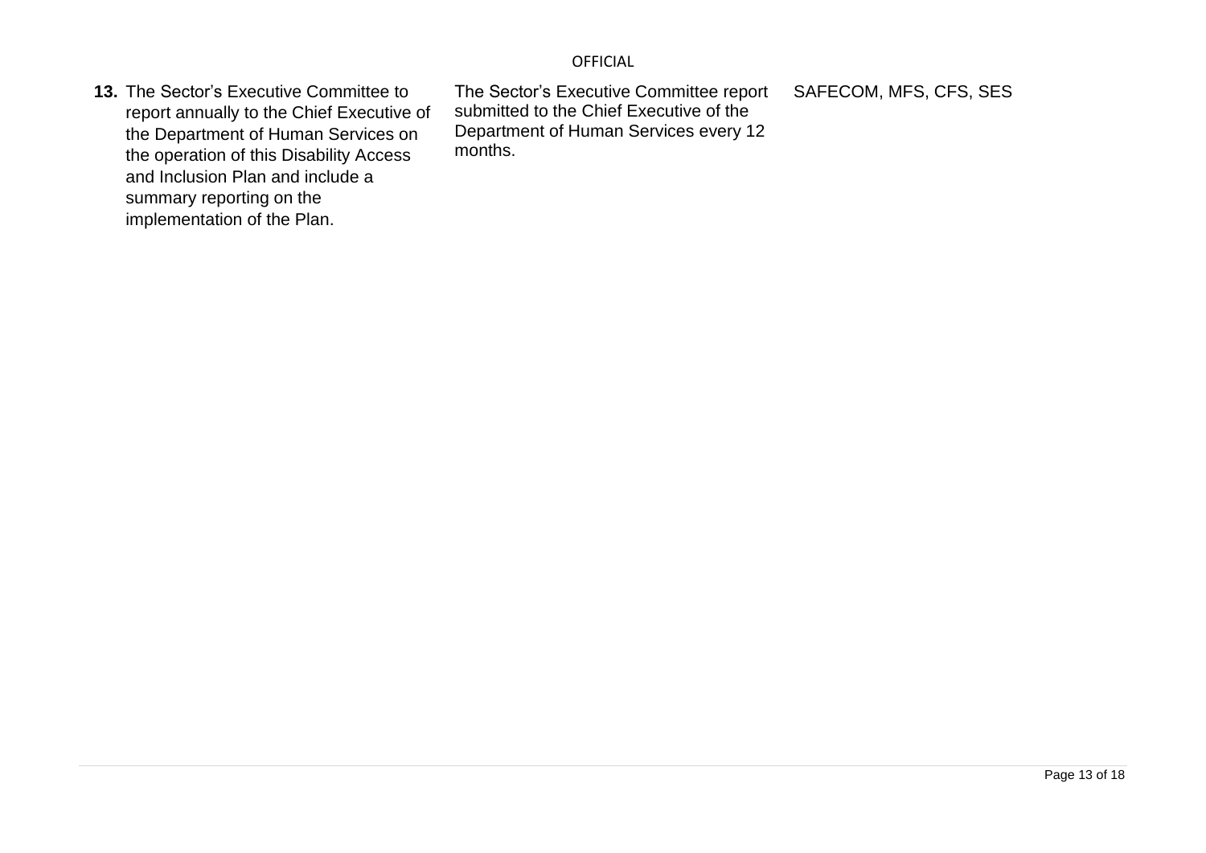| | | |
|---|---|---|
| **13.** The Sector's Executive Committee to report annually to the Chief Executive of the Department of Human Services on the operation of this Disability Access and Inclusion Plan and include a summary reporting on the implementation of the Plan. | The Sector's Executive Committee report submitted to the Chief Executive of the Department of Human Services every 12 months. | SAFECOM, MFS, CFS, SES |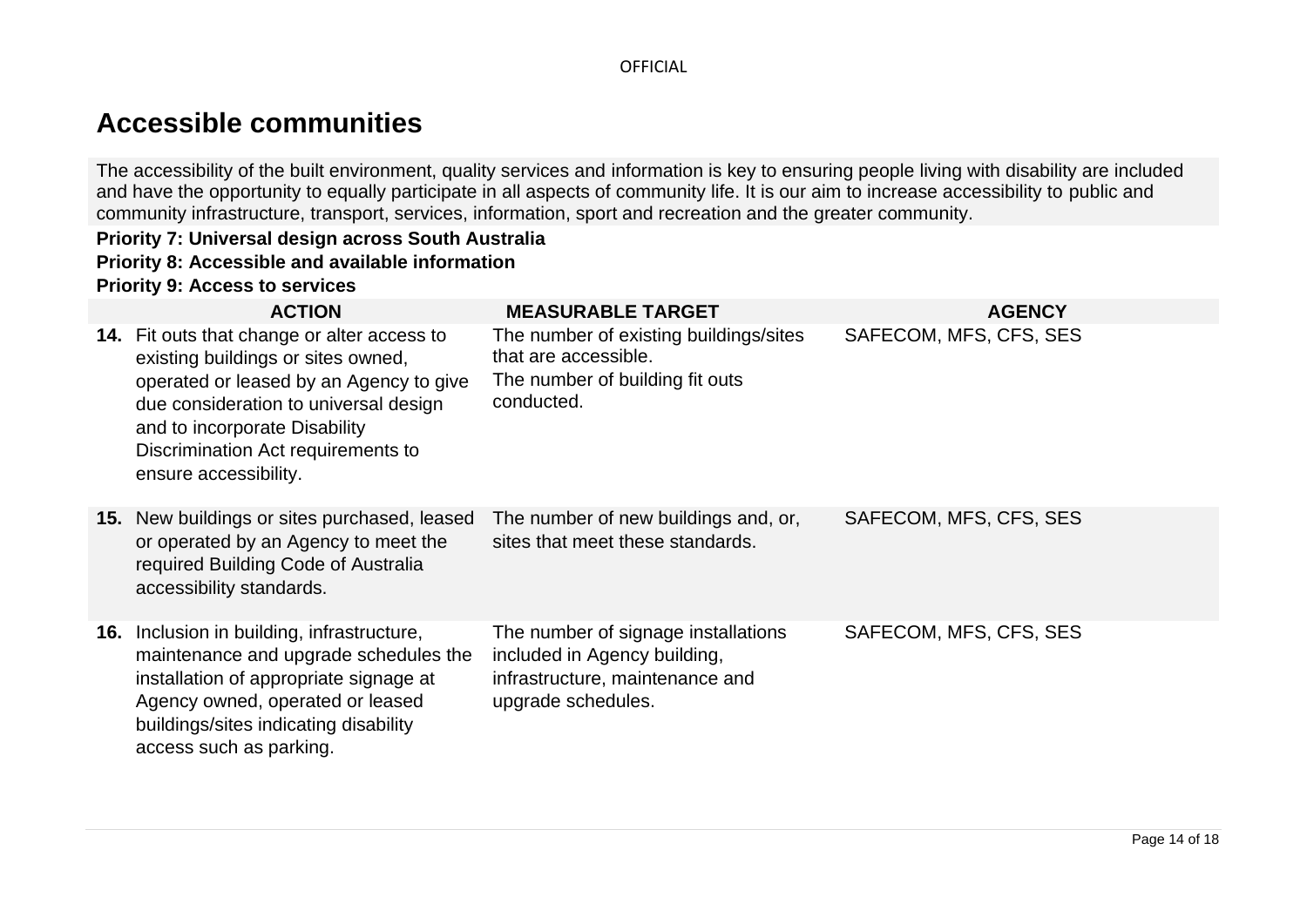## Accessible communities

The accessibility of the built environment, quality services and information is key to ensuring people living with disability are included and have the opportunity to equally participate in all aspects of community life. It is our aim to increase accessibility to public and community infrastructure, transport, services, information, sport and recreation and the greater community.

**Priority 7: Universal design across South Australia**

**Priority 8: Accessible and available information**

**Priority 9: Access to services**

| | ACTION | MEASURABLE TARGET | AGENCY |
|---|---|---|---|
| **14.** | Fit outs that change or alter access to existing buildings or sites owned, operated or leased by an Agency to give due consideration to universal design and to incorporate Disability Discrimination Act requirements to ensure accessibility. | The number of existing buildings/sites that are accessible.<br>The number of building fit outs conducted. | SAFECOM, MFS, CFS, SES |
| **15.** | New buildings or sites purchased, leased or operated by an Agency to meet the required Building Code of Australia accessibility standards. | The number of new buildings and, or, sites that meet these standards. | SAFECOM, MFS, CFS, SES |
| **16.** | Inclusion in building, infrastructure, maintenance and upgrade schedules the installation of appropriate signage at Agency owned, operated or leased buildings/sites indicating disability access such as parking. | The number of signage installations included in Agency building, infrastructure, maintenance and upgrade schedules. | SAFECOM, MFS, CFS, SES |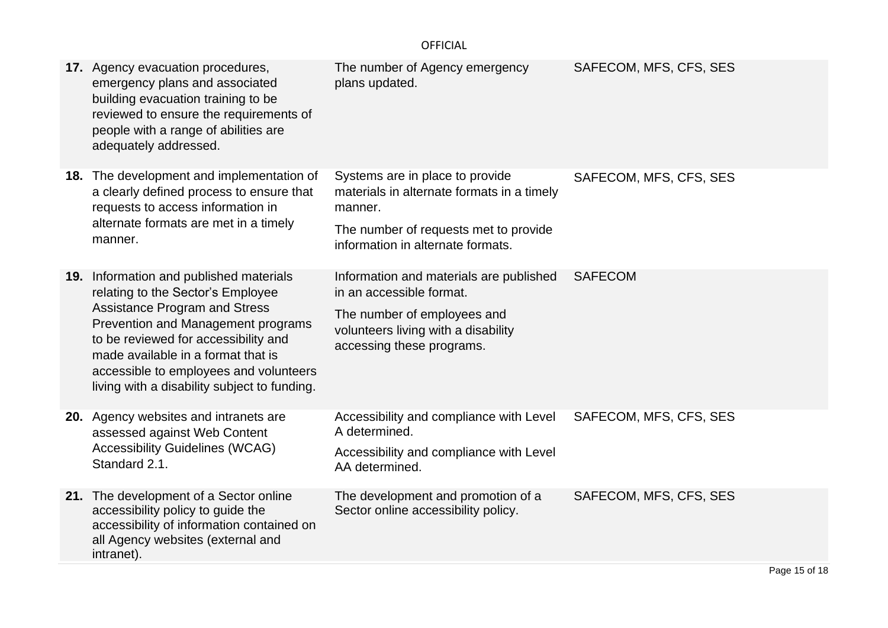| | | |
|---|---|---|
| **17.** Agency evacuation procedures, emergency plans and associated building evacuation training to be reviewed to ensure the requirements of people with a range of abilities are adequately addressed. | The number of Agency emergency plans updated. | SAFECOM, MFS, CFS, SES |
| **18.** The development and implementation of a clearly defined process to ensure that requests to access information in alternate formats are met in a timely manner. | Systems are in place to provide materials in alternate formats in a timely manner.<br><br>The number of requests met to provide information in alternate formats. | SAFECOM, MFS, CFS, SES |
| **19.** Information and published materials relating to the Sector's Employee Assistance Program and Stress Prevention and Management programs to be reviewed for accessibility and made available in a format that is accessible to employees and volunteers living with a disability subject to funding. | Information and materials are published in an accessible format.<br><br>The number of employees and volunteers living with a disability accessing these programs. | SAFECOM |
| **20.** Agency websites and intranets are assessed against Web Content Accessibility Guidelines (WCAG) Standard 2.1. | Accessibility and compliance with Level A determined.<br><br>Accessibility and compliance with Level AA determined. | SAFECOM, MFS, CFS, SES |
| **21.** The development of a Sector online accessibility policy to guide the accessibility of information contained on all Agency websites (external and intranet). | The development and promotion of a Sector online accessibility policy. | SAFECOM, MFS, CFS, SES |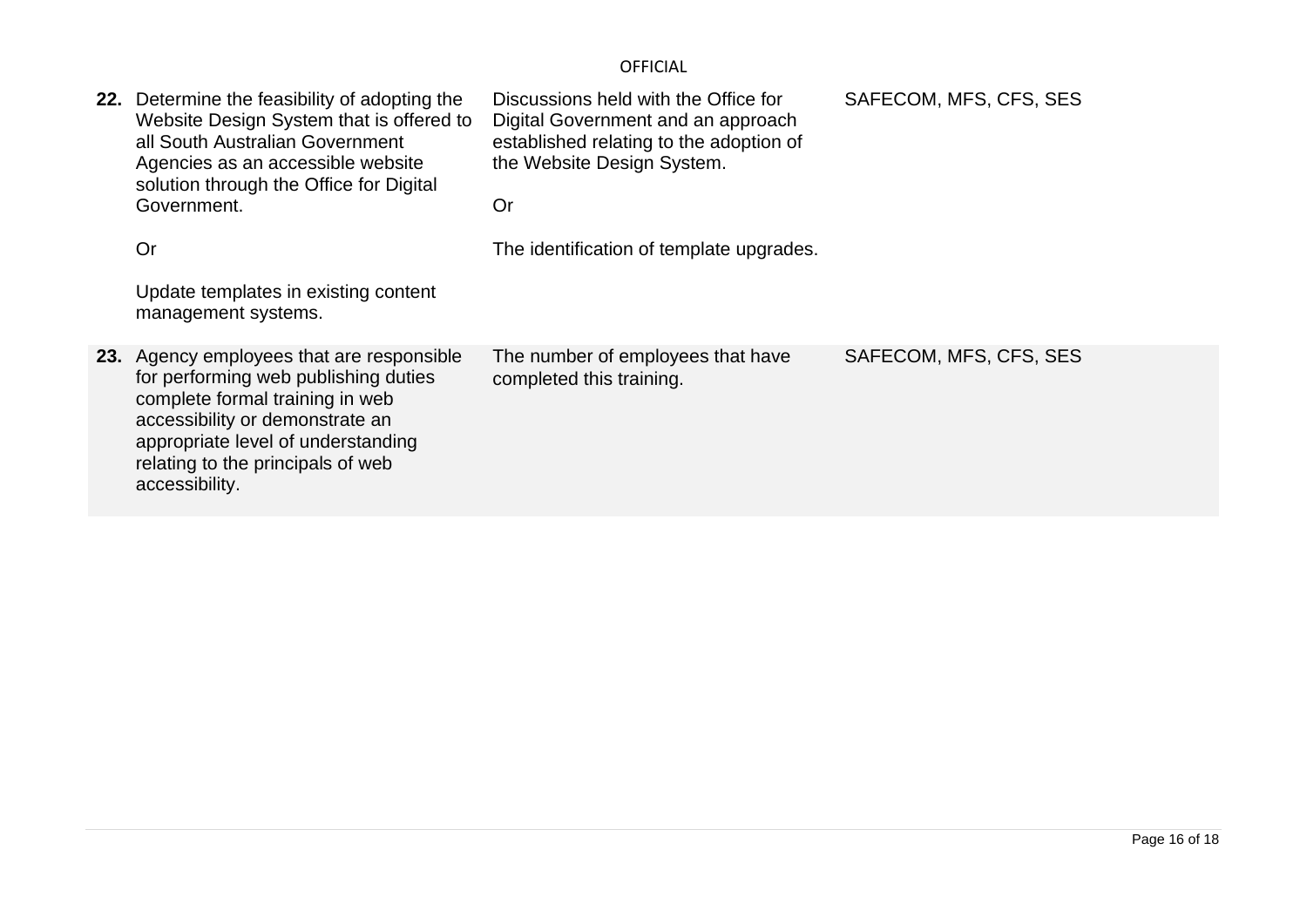| | | | |
|---|---|---|---|
| **22.** | Determine the feasibility of adopting the Website Design System that is offered to all South Australian Government Agencies as an accessible website solution through the Office for Digital Government.<br><br>Or<br><br>Update templates in existing content management systems. | Discussions held with the Office for Digital Government and an approach established relating to the adoption of the Website Design System.<br><br>Or<br><br>The identification of template upgrades. | SAFECOM, MFS, CFS, SES |
| **23.** | Agency employees that are responsible for performing web publishing duties complete formal training in web accessibility or demonstrate an appropriate level of understanding relating to the principals of web accessibility. | The number of employees that have completed this training. | SAFECOM, MFS, CFS, SES |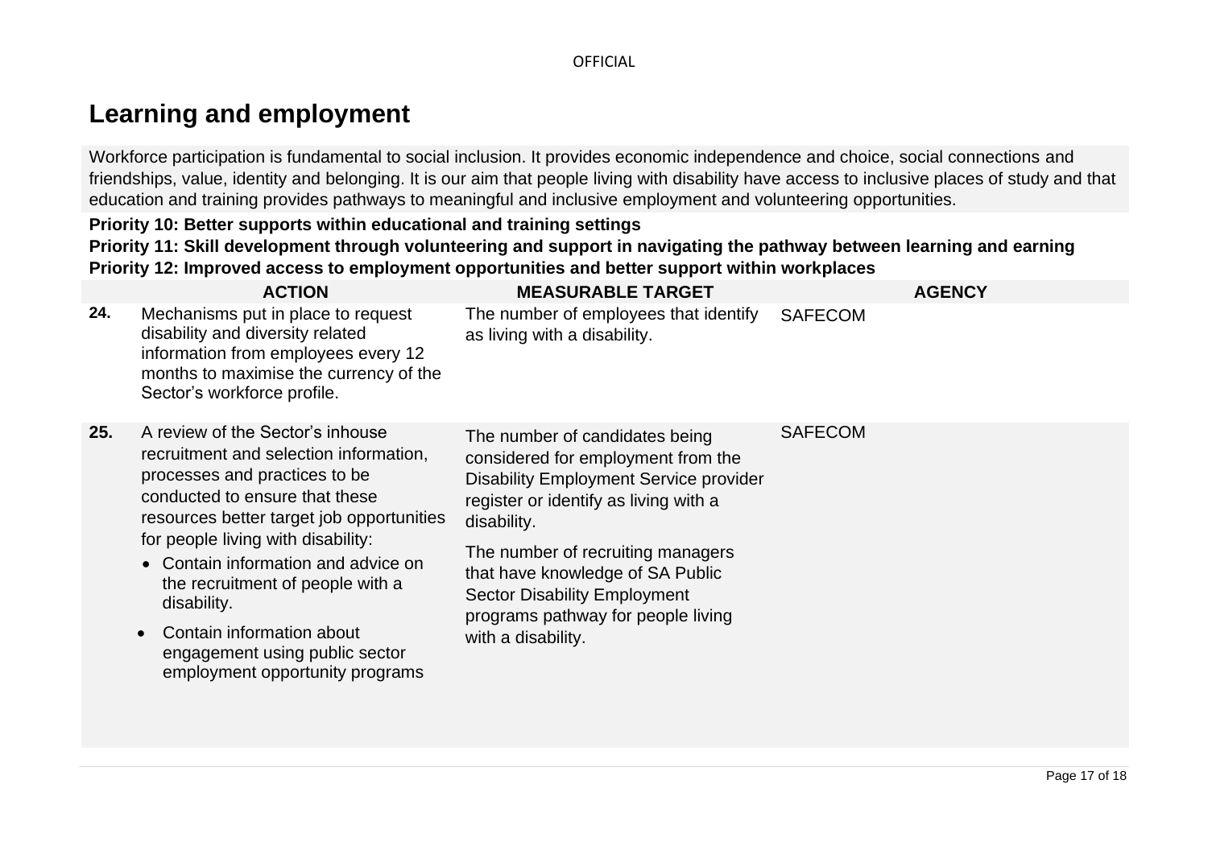## Learning and employment

Workforce participation is fundamental to social inclusion. It provides economic independence and choice, social connections and friendships, value, identity and belonging. It is our aim that people living with disability have access to inclusive places of study and that education and training provides pathways to meaningful and inclusive employment and volunteering opportunities.

**Priority 10: Better supports within educational and training settings**

**Priority 11: Skill development through volunteering and support in navigating the pathway between learning and earning**

**Priority 12: Improved access to employment opportunities and better support within workplaces**

| | ACTION | MEASURABLE TARGET | AGENCY |
|---|---|---|---|
| **24.** | Mechanisms put in place to request disability and diversity related information from employees every 12 months to maximise the currency of the Sector's workforce profile. | The number of employees that identify as living with a disability. | SAFECOM |
| **25.** | A review of the Sector's inhouse recruitment and selection information, processes and practices to be conducted to ensure that these resources better target job opportunities for people living with disability:<br>• Contain information and advice on the recruitment of people with a disability.<br>• Contain information about engagement using public sector employment opportunity programs | The number of candidates being considered for employment from the Disability Employment Service provider register or identify as living with a disability.<br><br>The number of recruiting managers that have knowledge of SA Public Sector Disability Employment programs pathway for people living with a disability. | SAFECOM |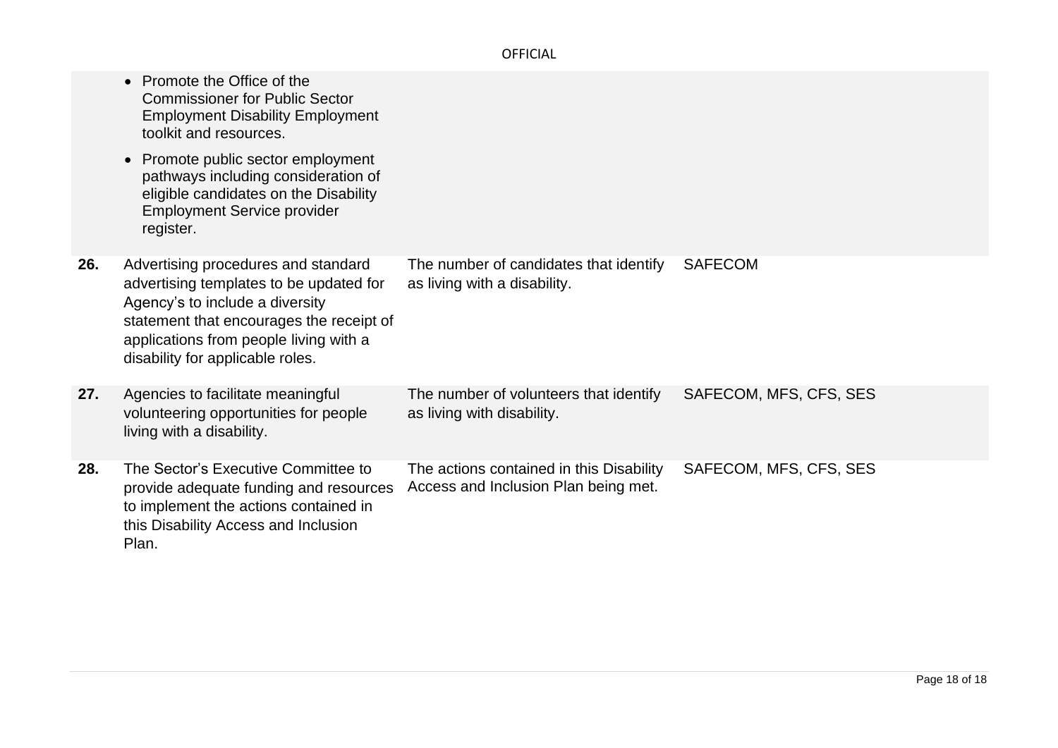| | | | |
|---|---|---|---|
| | • Promote the Office of the Commissioner for Public Sector Employment Disability Employment toolkit and resources.<br>• Promote public sector employment pathways including consideration of eligible candidates on the Disability Employment Service provider register. | | |
| **26.** | Advertising procedures and standard advertising templates to be updated for Agency's to include a diversity statement that encourages the receipt of applications from people living with a disability for applicable roles. | The number of candidates that identify as living with a disability. | SAFECOM |
| **27.** | Agencies to facilitate meaningful volunteering opportunities for people living with a disability. | The number of volunteers that identify as living with disability. | SAFECOM, MFS, CFS, SES |
| **28.** | The Sector's Executive Committee to provide adequate funding and resources to implement the actions contained in this Disability Access and Inclusion Plan. | The actions contained in this Disability Access and Inclusion Plan being met. | SAFECOM, MFS, CFS, SES |